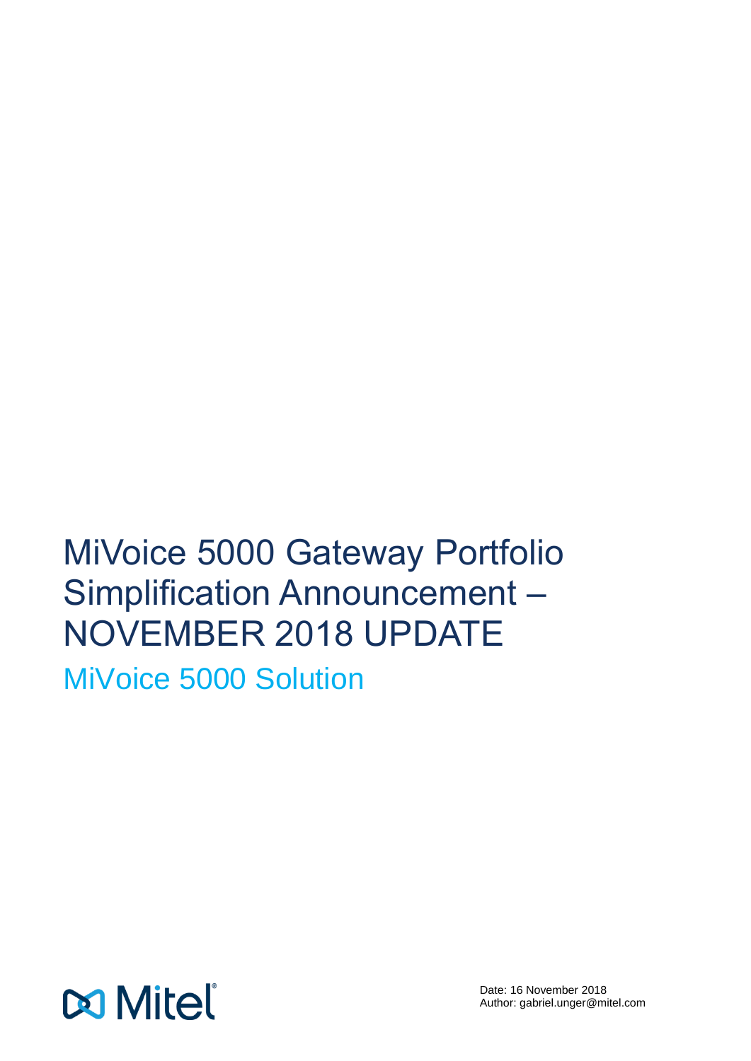# MiVoice 5000 Gateway Portfolio Simplification Announcement – NOVEMBER 2018 UPDATE

## MiVoice 5000 Solution

Mitel

Date: 16 November 2018
Author: gabriel.unger@mitel.com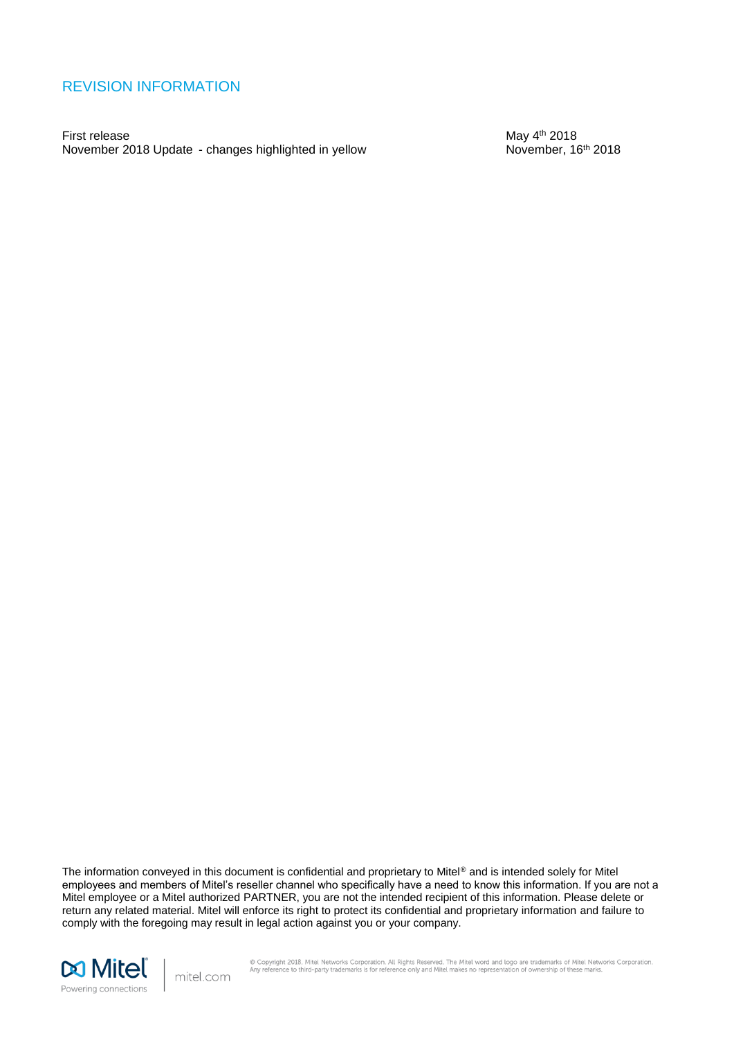## REVISION INFORMATION

| | |
|---|---|
| First release | May 4th 2018 |
| November 2018 Update - changes highlighted in yellow | November, 16th 2018 |

The information conveyed in this document is confidential and proprietary to Mitel® and is intended solely for Mitel employees and members of Mitel's reseller channel who specifically have a need to know this information. If you are not a Mitel employee or a Mitel authorized PARTNER, you are not the intended recipient of this information. Please delete or return any related material. Mitel will enforce its right to protect its confidential and proprietary information and failure to comply with the foregoing may result in legal action against you or your company.

© Copyright 2018, Mitel Networks Corporation. All Rights Reserved. The Mitel word and logo are trademarks of Mitel Networks Corporation. Any reference to third-party trademarks is for reference only and Mitel makes no representation of ownership of these marks.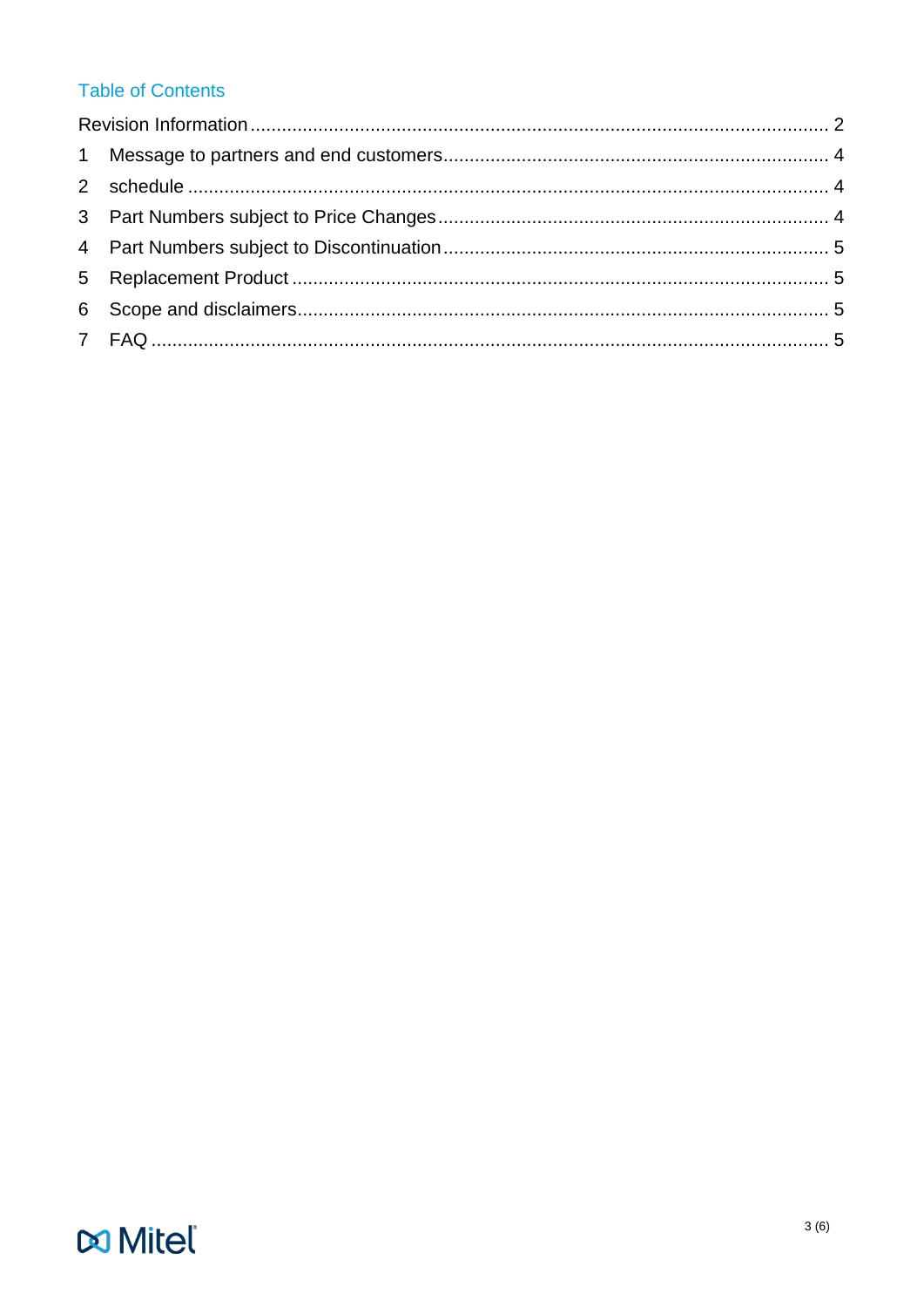## Table of Contents

Revision Information ........................................................................................................ 2

1 Message to partners and end customers ........................................................................ 4

2 schedule ........................................................................................................................ 4

3 Part Numbers subject to Price Changes .......................................................................... 4

4 Part Numbers subject to Discontinuation ......................................................................... 5

5 Replacement Product ...................................................................................................... 5

6 Scope and disclaimers ..................................................................................................... 5

7 FAQ ................................................................................................................................. 5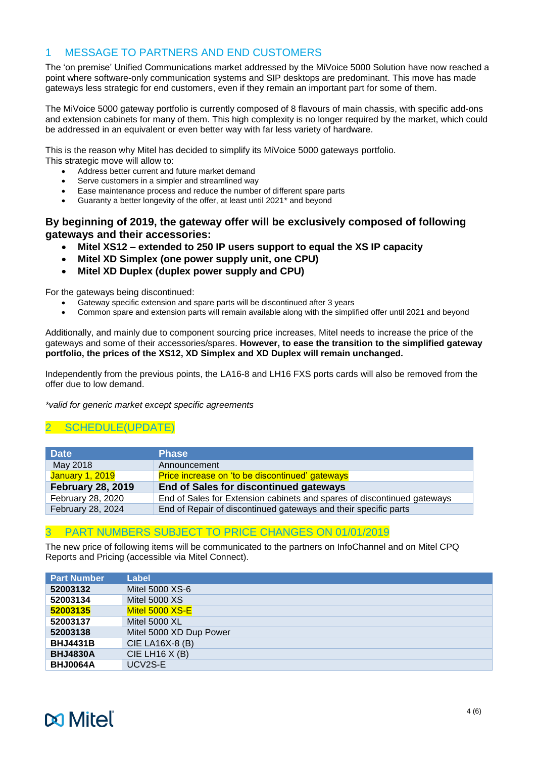## 1 MESSAGE TO PARTNERS AND END CUSTOMERS

The 'on premise' Unified Communications market addressed by the MiVoice 5000 Solution have now reached a point where software-only communication systems and SIP desktops are predominant. This move has made gateways less strategic for end customers, even if they remain an important part for some of them.

The MiVoice 5000 gateway portfolio is currently composed of 8 flavours of main chassis, with specific add-ons and extension cabinets for many of them. This high complexity is no longer required by the market, which could be addressed in an equivalent or even better way with far less variety of hardware.

This is the reason why Mitel has decided to simplify its MiVoice 5000 gateways portfolio.
This strategic move will allow to:

- Address better current and future market demand
- Serve customers in a simpler and streamlined way
- Ease maintenance process and reduce the number of different spare parts
- Guaranty a better longevity of the offer, at least until 2021* and beyond

### By beginning of 2019, the gateway offer will be exclusively composed of following gateways and their accessories:

- **Mitel XS12 – extended to 250 IP users support to equal the XS IP capacity**
- **Mitel XD Simplex (one power supply unit, one CPU)**
- **Mitel XD Duplex (duplex power supply and CPU)**

For the gateways being discontinued:

- Gateway specific extension and spare parts will be discontinued after 3 years
- Common spare and extension parts will remain available along with the simplified offer until 2021 and beyond

Additionally, and mainly due to component sourcing price increases, Mitel needs to increase the price of the gateways and some of their accessories/spares. **However, to ease the transition to the simplified gateway portfolio, the prices of the XS12, XD Simplex and XD Duplex will remain unchanged.**

Independently from the previous points, the LA16-8 and LH16 FXS ports cards will also be removed from the offer due to low demand.

*\*valid for generic market except specific agreements*

## 2 SCHEDULE(UPDATE)

| Date | Phase |
|---|---|
| May 2018 | Announcement |
| January 1, 2019 | Price increase on 'to be discontinued' gateways |
| **February 28, 2019** | **End of Sales for discontinued gateways** |
| February 28, 2020 | End of Sales for Extension cabinets and spares of discontinued gateways |
| February 28, 2024 | End of Repair of discontinued gateways and their specific parts |

## 3 PART NUMBERS SUBJECT TO PRICE CHANGES ON 01/01/2019

The new price of following items will be communicated to the partners on InfoChannel and on Mitel CPQ Reports and Pricing (accessible via Mitel Connect).

| Part Number | Label |
|---|---|
| **52003132** | Mitel 5000 XS-6 |
| **52003134** | Mitel 5000 XS |
| **52003135** | Mitel 5000 XS-E |
| **52003137** | Mitel 5000 XL |
| **52003138** | Mitel 5000 XD Dup Power |
| **BHJ4431B** | CIE LA16X-8 (B) |
| **BHJ4830A** | CIE LH16 X (B) |
| **BHJ0064A** | UCV2S-E |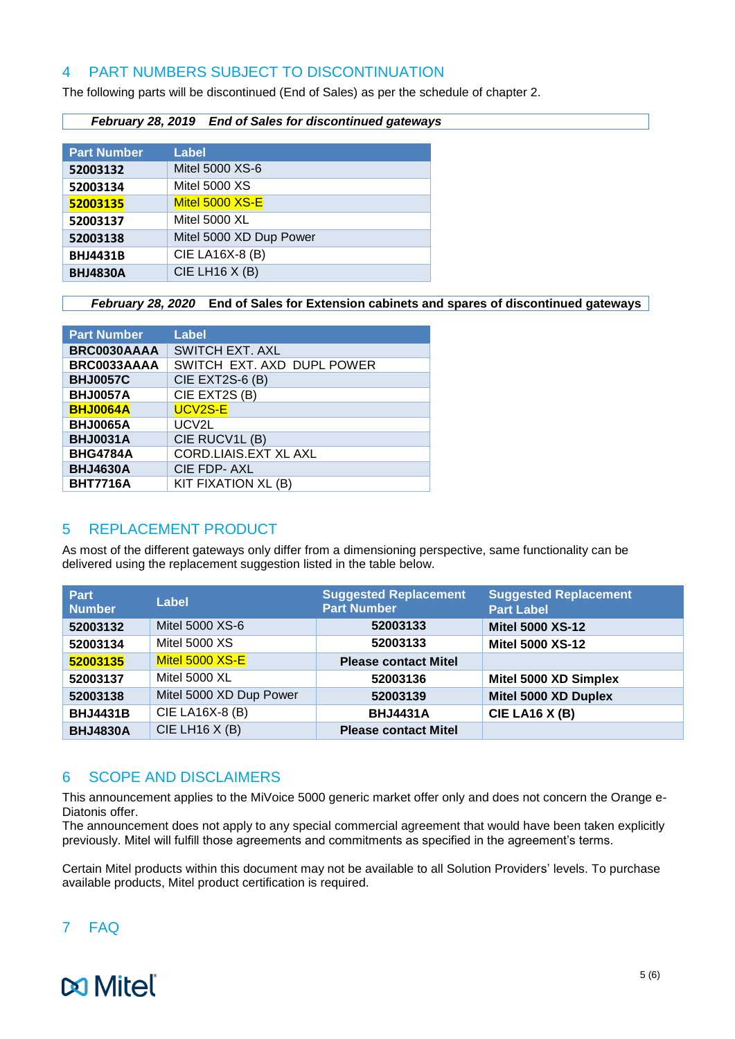## 4 PART NUMBERS SUBJECT TO DISCONTINUATION

The following parts will be discontinued (End of Sales) as per the schedule of chapter 2.

***February 28, 2019 End of Sales for discontinued gateways***

| Part Number | Label |
|---|---|
| **52003132** | Mitel 5000 XS-6 |
| **52003134** | Mitel 5000 XS |
| **52003135** | Mitel 5000 XS-E |
| **52003137** | Mitel 5000 XL |
| **52003138** | Mitel 5000 XD Dup Power |
| **BHJ4431B** | CIE LA16X-8 (B) |
| **BHJ4830A** | CIE LH16 X (B) |

***February 28, 2020 End of Sales for Extension cabinets and spares of discontinued gateways***

| Part Number | Label |
|---|---|
| **BRC0030AAAA** | SWITCH EXT. AXL |
| **BRC0033AAAA** | SWITCH EXT. AXD DUPL POWER |
| **BHJ0057C** | CIE EXT2S-6 (B) |
| **BHJ0057A** | CIE EXT2S (B) |
| **BHJ0064A** | UCV2S-E |
| **BHJ0065A** | UCV2L |
| **BHJ0031A** | CIE RUCV1L (B) |
| **BHG4784A** | CORD.LIAIS.EXT XL AXL |
| **BHJ4630A** | CIE FDP- AXL |
| **BHT7716A** | KIT FIXATION XL (B) |

## 5 REPLACEMENT PRODUCT

As most of the different gateways only differ from a dimensioning perspective, same functionality can be delivered using the replacement suggestion listed in the table below.

| Part Number | Label | Suggested Replacement Part Number | Suggested Replacement Part Label |
|---|---|---|---|
| **52003132** | Mitel 5000 XS-6 | 52003133 | **Mitel 5000 XS-12** |
| **52003134** | Mitel 5000 XS | 52003133 | **Mitel 5000 XS-12** |
| **52003135** | Mitel 5000 XS-E | **Please contact Mitel** | |
| **52003137** | Mitel 5000 XL | **52003136** | **Mitel 5000 XD Simplex** |
| **52003138** | Mitel 5000 XD Dup Power | **52003139** | **Mitel 5000 XD Duplex** |
| **BHJ4431B** | CIE LA16X-8 (B) | **BHJ4431A** | **CIE LA16 X (B)** |
| **BHJ4830A** | CIE LH16 X (B) | **Please contact Mitel** | |

## 6 SCOPE AND DISCLAIMERS

This announcement applies to the MiVoice 5000 generic market offer only and does not concern the Orange e-Diatonis offer.
The announcement does not apply to any special commercial agreement that would have been taken explicitly previously. Mitel will fulfill those agreements and commitments as specified in the agreement's terms.

Certain Mitel products within this document may not be available to all Solution Providers' levels. To purchase available products, Mitel product certification is required.

## 7 FAQ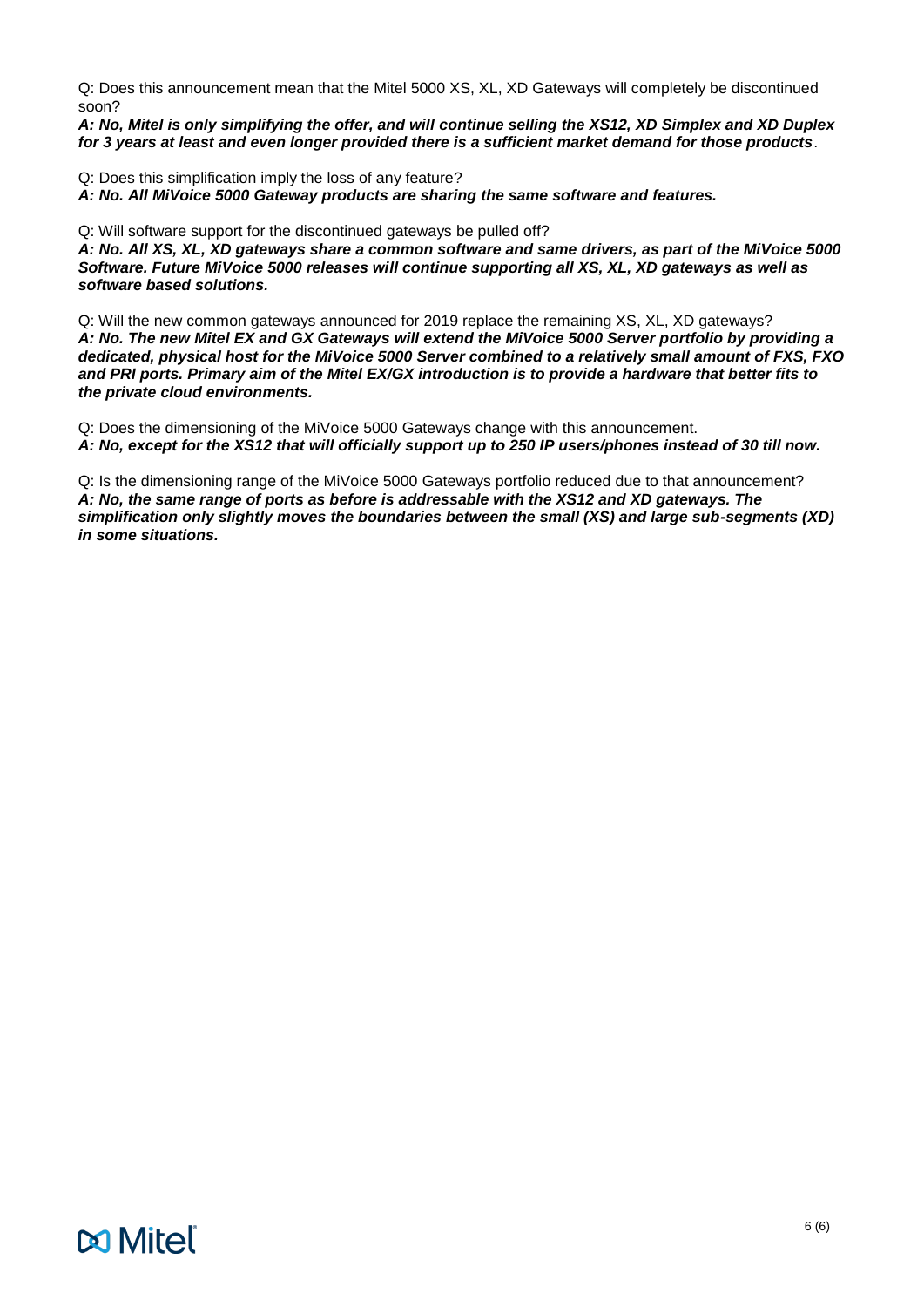Q: Does this announcement mean that the Mitel 5000 XS, XL, XD Gateways will completely be discontinued soon?

***A: No, Mitel is only simplifying the offer, and will continue selling the XS12, XD Simplex and XD Duplex for 3 years at least and even longer provided there is a sufficient market demand for those products***.

Q: Does this simplification imply the loss of any feature?

***A: No. All MiVoice 5000 Gateway products are sharing the same software and features.***

Q: Will software support for the discontinued gateways be pulled off?

***A: No. All XS, XL, XD gateways share a common software and same drivers, as part of the MiVoice 5000 Software. Future MiVoice 5000 releases will continue supporting all XS, XL, XD gateways as well as software based solutions.***

Q: Will the new common gateways announced for 2019 replace the remaining XS, XL, XD gateways?

***A: No. The new Mitel EX and GX Gateways will extend the MiVoice 5000 Server portfolio by providing a dedicated, physical host for the MiVoice 5000 Server combined to a relatively small amount of FXS, FXO and PRI ports. Primary aim of the Mitel EX/GX introduction is to provide a hardware that better fits to the private cloud environments.***

Q: Does the dimensioning of the MiVoice 5000 Gateways change with this announcement.

***A: No, except for the XS12 that will officially support up to 250 IP users/phones instead of 30 till now.***

Q: Is the dimensioning range of the MiVoice 5000 Gateways portfolio reduced due to that announcement?

***A: No, the same range of ports as before is addressable with the XS12 and XD gateways. The simplification only slightly moves the boundaries between the small (XS) and large sub-segments (XD) in some situations.***